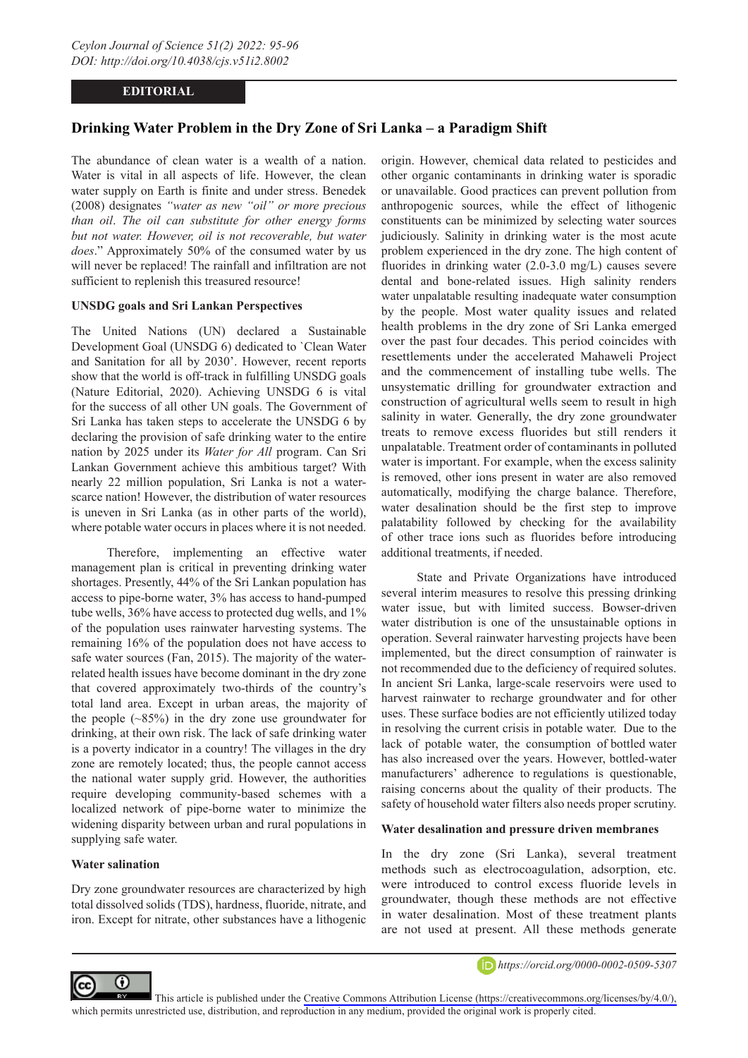**EDITORIAL**

# Drinking Water Problem in the Dry Zone of Sri Lanka – a Paradigm Shift

The abundance of clean water is a wealth of a nation. Water is vital in all aspects of life. However, the clean water supply on Earth is finite and under stress. Benedek (2008) designates *"water as new "oil" or more precious than oil. The oil can substitute for other energy forms but not water. However, oil is not recoverable, but water does*." Approximately 50% of the consumed water by us will never be replaced! The rainfall and infiltration are not sufficient to replenish this treasured resource!

## UNSDG goals and Sri Lankan Perspectives

The United Nations (UN) declared a Sustainable Development Goal (UNSDG 6) dedicated to `Clean Water and Sanitation for all by 2030'. However, recent reports show that the world is off-track in fulfilling UNSDG goals (Nature Editorial, 2020). Achieving UNSDG 6 is vital for the success of all other UN goals. The Government of Sri Lanka has taken steps to accelerate the UNSDG 6 by declaring the provision of safe drinking water to the entire nation by 2025 under its *Water for All* program. Can Sri Lankan Government achieve this ambitious target? With nearly 22 million population, Sri Lanka is not a water-scarce nation! However, the distribution of water resources is uneven in Sri Lanka (as in other parts of the world), where potable water occurs in places where it is not needed.

Therefore, implementing an effective water management plan is critical in preventing drinking water shortages. Presently, 44% of the Sri Lankan population has access to pipe-borne water, 3% has access to hand-pumped tube wells, 36% have access to protected dug wells, and 1% of the population uses rainwater harvesting systems. The remaining 16% of the population does not have access to safe water sources (Fan, 2015). The majority of the water-related health issues have become dominant in the dry zone that covered approximately two-thirds of the country's total land area. Except in urban areas, the majority of the people (~85%) in the dry zone use groundwater for drinking, at their own risk. The lack of safe drinking water is a poverty indicator in a country! The villages in the dry zone are remotely located; thus, the people cannot access the national water supply grid. However, the authorities require developing community-based schemes with a localized network of pipe-borne water to minimize the widening disparity between urban and rural populations in supplying safe water.

## Water salination

Dry zone groundwater resources are characterized by high total dissolved solids (TDS), hardness, fluoride, nitrate, and iron. Except for nitrate, other substances have a lithogenic origin. However, chemical data related to pesticides and other organic contaminants in drinking water is sporadic or unavailable. Good practices can prevent pollution from anthropogenic sources, while the effect of lithogenic constituents can be minimized by selecting water sources judiciously. Salinity in drinking water is the most acute problem experienced in the dry zone. The high content of fluorides in drinking water (2.0-3.0 mg/L) causes severe dental and bone-related issues. High salinity renders water unpalatable resulting inadequate water consumption by the people. Most water quality issues and related health problems in the dry zone of Sri Lanka emerged over the past four decades. This period coincides with resettlements under the accelerated Mahaweli Project and the commencement of installing tube wells. The unsystematic drilling for groundwater extraction and construction of agricultural wells seem to result in high salinity in water. Generally, the dry zone groundwater treats to remove excess fluorides but still renders it unpalatable. Treatment order of contaminants in polluted water is important. For example, when the excess salinity is removed, other ions present in water are also removed automatically, modifying the charge balance. Therefore, water desalination should be the first step to improve palatability followed by checking for the availability of other trace ions such as fluorides before introducing additional treatments, if needed.

State and Private Organizations have introduced several interim measures to resolve this pressing drinking water issue, but with limited success. Bowser-driven water distribution is one of the unsustainable options in operation. Several rainwater harvesting projects have been implemented, but the direct consumption of rainwater is not recommended due to the deficiency of required solutes. In ancient Sri Lanka, large-scale reservoirs were used to harvest rainwater to recharge groundwater and for other uses. These surface bodies are not efficiently utilized today in resolving the current crisis in potable water. Due to the lack of potable water, the consumption of bottled water has also increased over the years. However, bottled-water manufacturers' adherence to regulations is questionable, raising concerns about the quality of their products. The safety of household water filters also needs proper scrutiny.

## Water desalination and pressure driven membranes

In the dry zone (Sri Lanka), several treatment methods such as electrocoagulation, adsorption, etc. were introduced to control excess fluoride levels in groundwater, though these methods are not effective in water desalination. Most of these treatment plants are not used at present. All these methods generate

https://orcid.org/0000-0002-0509-5307

This article is published under the Creative Commons Attribution License (https://creativecommons.org/licenses/by/4.0/), which permits unrestricted use, distribution, and reproduction in any medium, provided the original work is properly cited.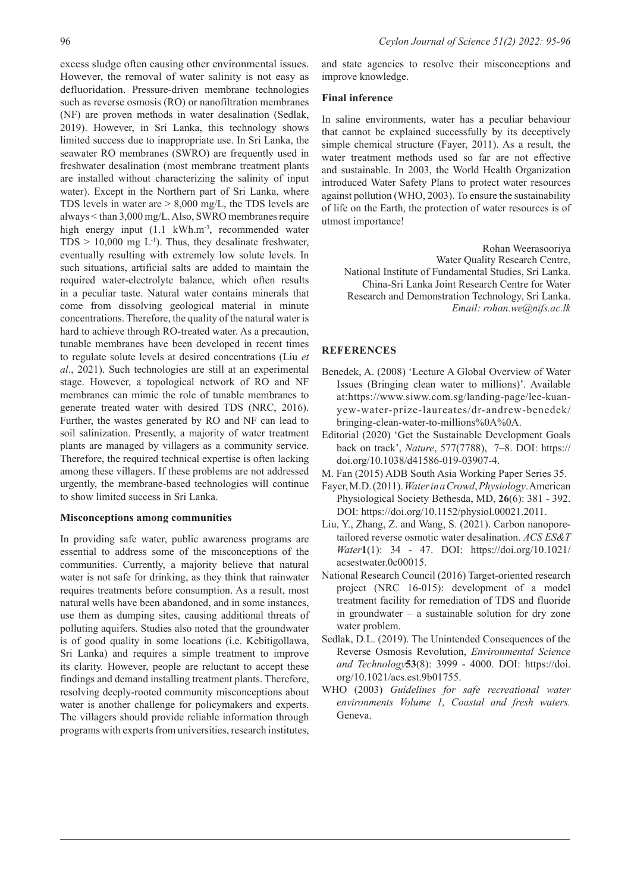excess sludge often causing other environmental issues. However, the removal of water salinity is not easy as defluoridation. Pressure-driven membrane technologies such as reverse osmosis (RO) or nanofiltration membranes (NF) are proven methods in water desalination (Sedlak, 2019). However, in Sri Lanka, this technology shows limited success due to inappropriate use. In Sri Lanka, the seawater RO membranes (SWRO) are frequently used in freshwater desalination (most membrane treatment plants are installed without characterizing the salinity of input water). Except in the Northern part of Sri Lanka, where TDS levels in water are > 8,000 mg/L, the TDS levels are always < than 3,000 mg/L. Also, SWRO membranes require high energy input (1.1 kWh.m$^{-3}$, recommended water TDS > 10,000 mg L$^{-1}$). Thus, they desalinate freshwater, eventually resulting with extremely low solute levels. In such situations, artificial salts are added to maintain the required water-electrolyte balance, which often results in a peculiar taste. Natural water contains minerals that come from dissolving geological material in minute concentrations. Therefore, the quality of the natural water is hard to achieve through RO-treated water. As a precaution, tunable membranes have been developed in recent times to regulate solute levels at desired concentrations (Liu *et al*., 2021). Such technologies are still at an experimental stage. However, a topological network of RO and NF membranes can mimic the role of tunable membranes to generate treated water with desired TDS (NRC, 2016). Further, the wastes generated by RO and NF can lead to soil salinization. Presently, a majority of water treatment plants are managed by villagers as a community service. Therefore, the required technical expertise is often lacking among these villagers. If these problems are not addressed urgently, the membrane-based technologies will continue to show limited success in Sri Lanka.

**Misconceptions among communities**

In providing safe water, public awareness programs are essential to address some of the misconceptions of the communities. Currently, a majority believe that natural water is not safe for drinking, as they think that rainwater requires treatments before consumption. As a result, most natural wells have been abandoned, and in some instances, use them as dumping sites, causing additional threats of polluting aquifers. Studies also noted that the groundwater is of good quality in some locations (i.e. Kebitigollawa, Sri Lanka) and requires a simple treatment to improve its clarity. However, people are reluctant to accept these findings and demand installing treatment plants. Therefore, resolving deeply-rooted community misconceptions about water is another challenge for policymakers and experts. The villagers should provide reliable information through programs with experts from universities, research institutes, and state agencies to resolve their misconceptions and improve knowledge.

**Final inference**

In saline environments, water has a peculiar behaviour that cannot be explained successfully by its deceptively simple chemical structure (Fayer, 2011). As a result, the water treatment methods used so far are not effective and sustainable. In 2003, the World Health Organization introduced Water Safety Plans to protect water resources against pollution (WHO, 2003). To ensure the sustainability of life on the Earth, the protection of water resources is of utmost importance!

Rohan Weerasooriya
Water Quality Research Centre,
National Institute of Fundamental Studies, Sri Lanka.
China-Sri Lanka Joint Research Centre for Water Research and Demonstration Technology, Sri Lanka.
*Email: rohan.we@nifs.ac.lk*

## REFERENCES

Benedek, A. (2008) 'Lecture A Global Overview of Water Issues (Bringing clean water to millions)'. Available at:https://www.siww.com.sg/landing-page/lee-kuan-yew-water-prize-laureates/dr-andrew-benedek/bringing-clean-water-to-millions%0A%0A.

Editorial (2020) 'Get the Sustainable Development Goals back on track', *Nature*, 577(7788), 7–8. DOI: https://doi.org/10.1038/d41586-019-03907-4.

M. Fan (2015) ADB South Asia Working Paper Series 35.

Fayer, M.D. (2011). *Water in a Crowd*, *Physiology*. American Physiological Society Bethesda, MD, **26**(6): 381 - 392. DOI: https://doi.org/10.1152/physiol.00021.2011.

Liu, Y., Zhang, Z. and Wang, S. (2021). Carbon nanopore-tailored reverse osmotic water desalination. *ACS ES&T Water* **1**(1): 34 - 47. DOI: https://doi.org/10.1021/acsestwater.0c00015.

National Research Council (2016) Target-oriented research project (NRC 16-015): development of a model treatment facility for remediation of TDS and fluoride in groundwater – a sustainable solution for dry zone water problem.

Sedlak, D.L. (2019). The Unintended Consequences of the Reverse Osmosis Revolution, *Environmental Science and Technology* **53**(8): 3999 - 4000. DOI: https://doi.org/10.1021/acs.est.9b01755.

WHO (2003) *Guidelines for safe recreational water environments Volume 1, Coastal and fresh waters.* Geneva.